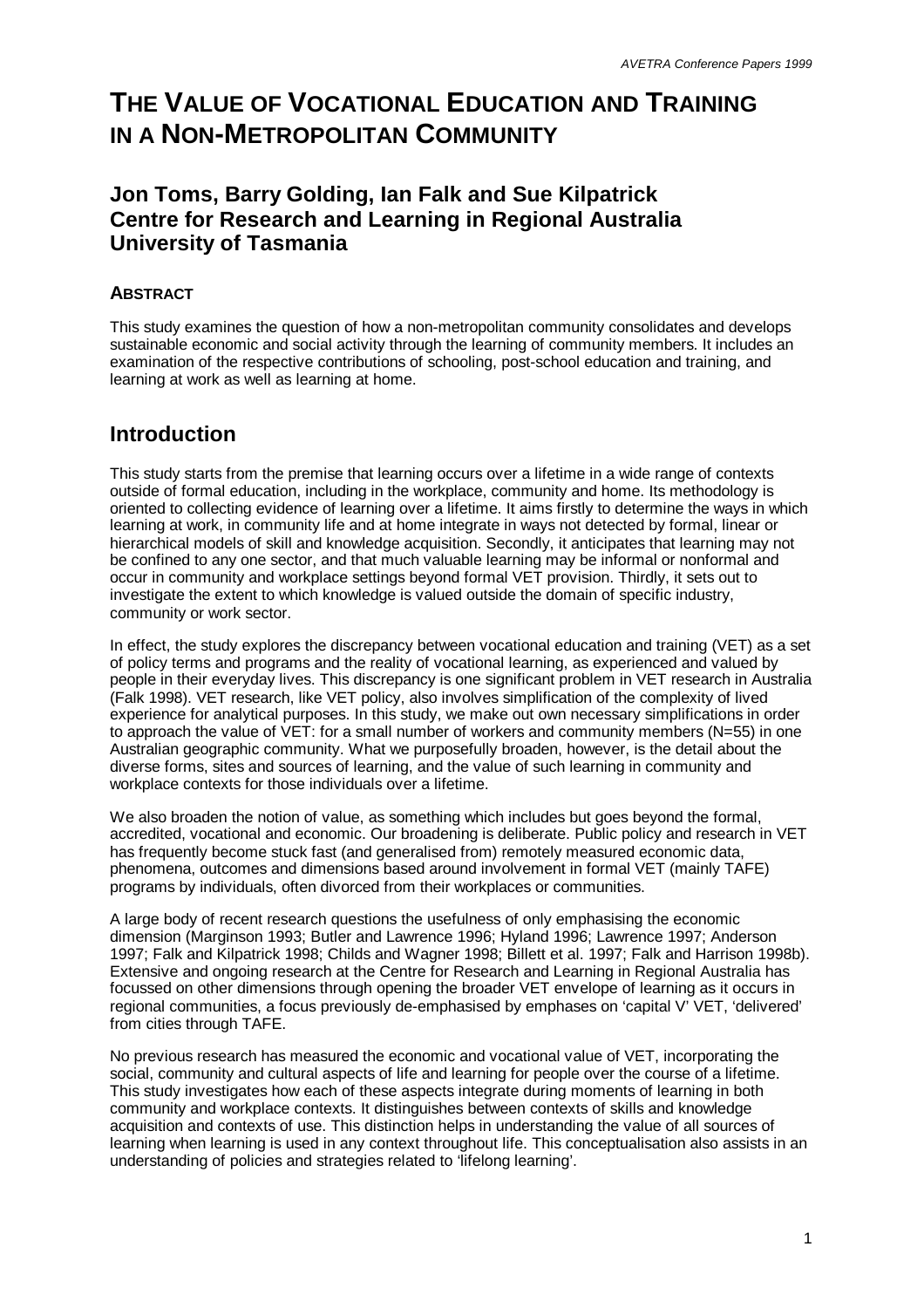# THE VALUE OF VOCATIONAL EDUCATION AND TRAINING IN A NON-METROPOLITAN COMMUNITY

## Jon Toms, Barry Golding, Ian Falk and Sue Kilpatrick
## Centre for Research and Learning in Regional Australia
## University of Tasmania

### ABSTRACT

This study examines the question of how a non-metropolitan community consolidates and develops sustainable economic and social activity through the learning of community members. It includes an examination of the respective contributions of schooling, post-school education and training, and learning at work as well as learning at home.

## Introduction

This study starts from the premise that learning occurs over a lifetime in a wide range of contexts outside of formal education, including in the workplace, community and home. Its methodology is oriented to collecting evidence of learning over a lifetime. It aims firstly to determine the ways in which learning at work, in community life and at home integrate in ways not detected by formal, linear or hierarchical models of skill and knowledge acquisition. Secondly, it anticipates that learning may not be confined to any one sector, and that much valuable learning may be informal or nonformal and occur in community and workplace settings beyond formal VET provision. Thirdly, it sets out to investigate the extent to which knowledge is valued outside the domain of specific industry, community or work sector.

In effect, the study explores the discrepancy between vocational education and training (VET) as a set of policy terms and programs and the reality of vocational learning, as experienced and valued by people in their everyday lives. This discrepancy is one significant problem in VET research in Australia (Falk 1998). VET research, like VET policy, also involves simplification of the complexity of lived experience for analytical purposes. In this study, we make out own necessary simplifications in order to approach the value of VET: for a small number of workers and community members (N=55) in one Australian geographic community. What we purposefully broaden, however, is the detail about the diverse forms, sites and sources of learning, and the value of such learning in community and workplace contexts for those individuals over a lifetime.

We also broaden the notion of value, as something which includes but goes beyond the formal, accredited, vocational and economic. Our broadening is deliberate. Public policy and research in VET has frequently become stuck fast (and generalised from) remotely measured economic data, phenomena, outcomes and dimensions based around involvement in formal VET (mainly TAFE) programs by individuals, often divorced from their workplaces or communities.

A large body of recent research questions the usefulness of only emphasising the economic dimension (Marginson 1993; Butler and Lawrence 1996; Hyland 1996; Lawrence 1997; Anderson 1997; Falk and Kilpatrick 1998; Childs and Wagner 1998; Billett et al. 1997; Falk and Harrison 1998b). Extensive and ongoing research at the Centre for Research and Learning in Regional Australia has focussed on other dimensions through opening the broader VET envelope of learning as it occurs in regional communities, a focus previously de-emphasised by emphases on 'capital V' VET, 'delivered' from cities through TAFE.

No previous research has measured the economic and vocational value of VET, incorporating the social, community and cultural aspects of life and learning for people over the course of a lifetime. This study investigates how each of these aspects integrate during moments of learning in both community and workplace contexts. It distinguishes between contexts of skills and knowledge acquisition and contexts of use. This distinction helps in understanding the value of all sources of learning when learning is used in any context throughout life. This conceptualisation also assists in an understanding of policies and strategies related to 'lifelong learning'.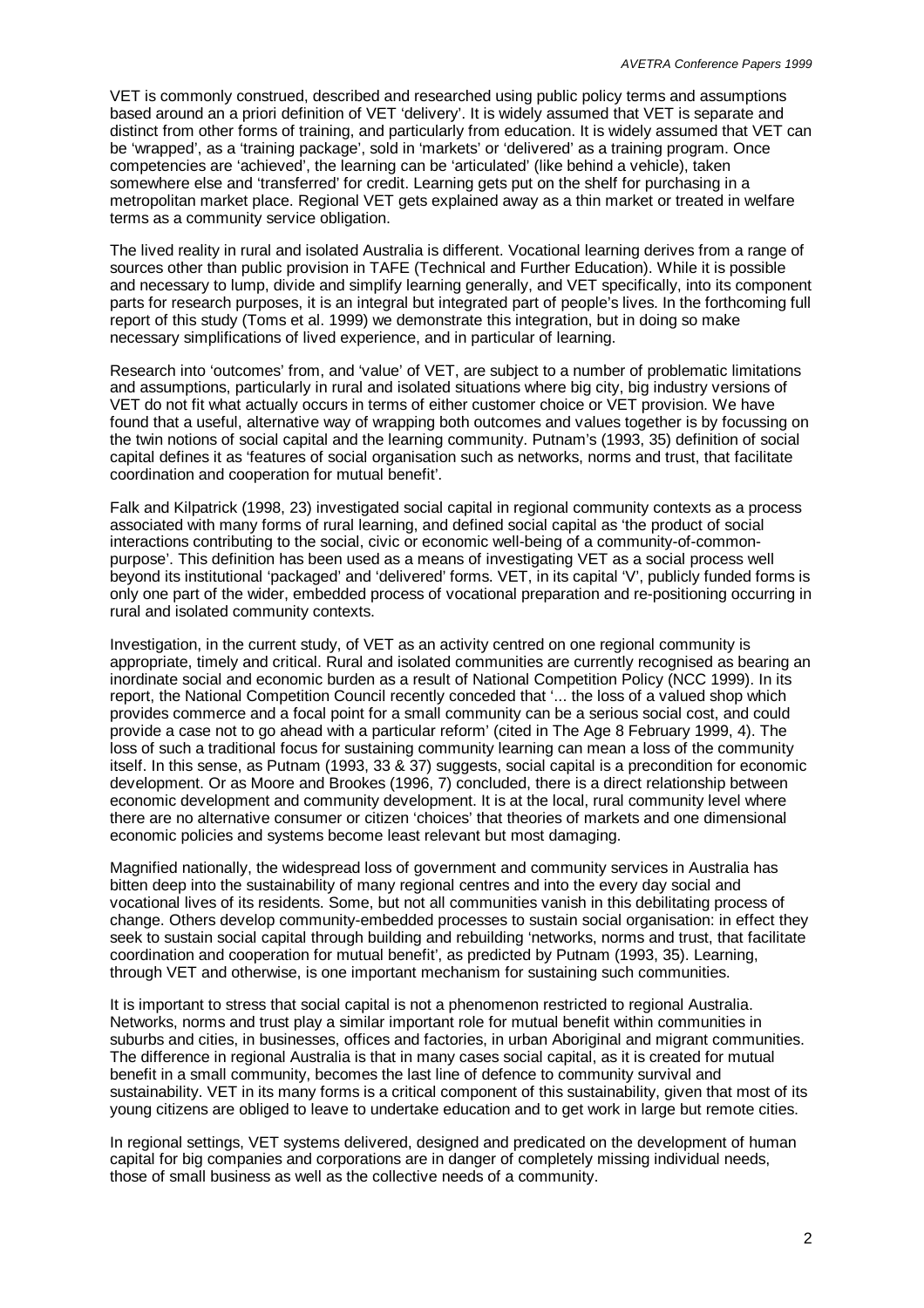VET is commonly construed, described and researched using public policy terms and assumptions based around an a priori definition of VET 'delivery'. It is widely assumed that VET is separate and distinct from other forms of training, and particularly from education. It is widely assumed that VET can be 'wrapped', as a 'training package', sold in 'markets' or 'delivered' as a training program. Once competencies are 'achieved', the learning can be 'articulated' (like behind a vehicle), taken somewhere else and 'transferred' for credit. Learning gets put on the shelf for purchasing in a metropolitan market place. Regional VET gets explained away as a thin market or treated in welfare terms as a community service obligation.

The lived reality in rural and isolated Australia is different. Vocational learning derives from a range of sources other than public provision in TAFE (Technical and Further Education). While it is possible and necessary to lump, divide and simplify learning generally, and VET specifically, into its component parts for research purposes, it is an integral but integrated part of people's lives. In the forthcoming full report of this study (Toms et al. 1999) we demonstrate this integration, but in doing so make necessary simplifications of lived experience, and in particular of learning.

Research into 'outcomes' from, and 'value' of VET, are subject to a number of problematic limitations and assumptions, particularly in rural and isolated situations where big city, big industry versions of VET do not fit what actually occurs in terms of either customer choice or VET provision. We have found that a useful, alternative way of wrapping both outcomes and values together is by focussing on the twin notions of social capital and the learning community. Putnam's (1993, 35) definition of social capital defines it as 'features of social organisation such as networks, norms and trust, that facilitate coordination and cooperation for mutual benefit'.

Falk and Kilpatrick (1998, 23) investigated social capital in regional community contexts as a process associated with many forms of rural learning, and defined social capital as 'the product of social interactions contributing to the social, civic or economic well-being of a community-of-common-purpose'. This definition has been used as a means of investigating VET as a social process well beyond its institutional 'packaged' and 'delivered' forms. VET, in its capital 'V', publicly funded forms is only one part of the wider, embedded process of vocational preparation and re-positioning occurring in rural and isolated community contexts.

Investigation, in the current study, of VET as an activity centred on one regional community is appropriate, timely and critical. Rural and isolated communities are currently recognised as bearing an inordinate social and economic burden as a result of National Competition Policy (NCC 1999). In its report, the National Competition Council recently conceded that '... the loss of a valued shop which provides commerce and a focal point for a small community can be a serious social cost, and could provide a case not to go ahead with a particular reform' (cited in The Age 8 February 1999, 4). The loss of such a traditional focus for sustaining community learning can mean a loss of the community itself. In this sense, as Putnam (1993, 33 & 37) suggests, social capital is a precondition for economic development. Or as Moore and Brookes (1996, 7) concluded, there is a direct relationship between economic development and community development. It is at the local, rural community level where there are no alternative consumer or citizen 'choices' that theories of markets and one dimensional economic policies and systems become least relevant but most damaging.

Magnified nationally, the widespread loss of government and community services in Australia has bitten deep into the sustainability of many regional centres and into the every day social and vocational lives of its residents. Some, but not all communities vanish in this debilitating process of change. Others develop community-embedded processes to sustain social organisation: in effect they seek to sustain social capital through building and rebuilding 'networks, norms and trust, that facilitate coordination and cooperation for mutual benefit', as predicted by Putnam (1993, 35). Learning, through VET and otherwise, is one important mechanism for sustaining such communities.

It is important to stress that social capital is not a phenomenon restricted to regional Australia. Networks, norms and trust play a similar important role for mutual benefit within communities in suburbs and cities, in businesses, offices and factories, in urban Aboriginal and migrant communities. The difference in regional Australia is that in many cases social capital, as it is created for mutual benefit in a small community, becomes the last line of defence to community survival and sustainability. VET in its many forms is a critical component of this sustainability, given that most of its young citizens are obliged to leave to undertake education and to get work in large but remote cities.

In regional settings, VET systems delivered, designed and predicated on the development of human capital for big companies and corporations are in danger of completely missing individual needs, those of small business as well as the collective needs of a community.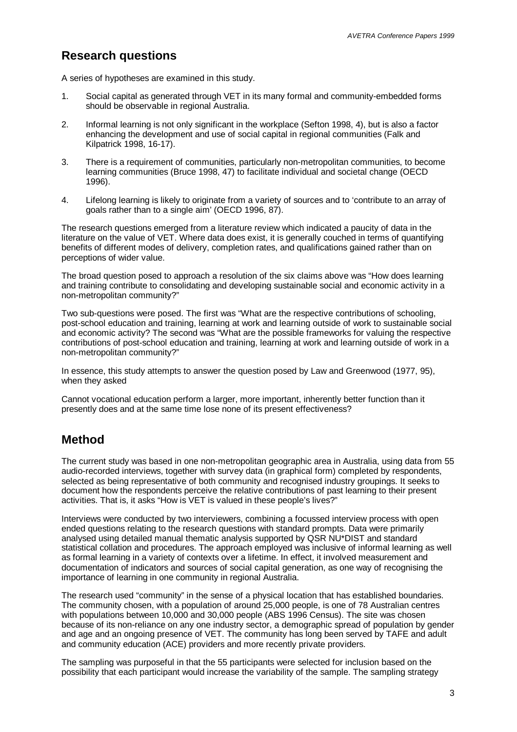## Research questions

A series of hypotheses are examined in this study.

1. Social capital as generated through VET in its many formal and community-embedded forms should be observable in regional Australia.
2. Informal learning is not only significant in the workplace (Sefton 1998, 4), but is also a factor enhancing the development and use of social capital in regional communities (Falk and Kilpatrick 1998, 16-17).
3. There is a requirement of communities, particularly non-metropolitan communities, to become learning communities (Bruce 1998, 47) to facilitate individual and societal change (OECD 1996).
4. Lifelong learning is likely to originate from a variety of sources and to 'contribute to an array of goals rather than to a single aim' (OECD 1996, 87).

The research questions emerged from a literature review which indicated a paucity of data in the literature on the value of VET. Where data does exist, it is generally couched in terms of quantifying benefits of different modes of delivery, completion rates, and qualifications gained rather than on perceptions of wider value.

The broad question posed to approach a resolution of the six claims above was "How does learning and training contribute to consolidating and developing sustainable social and economic activity in a non-metropolitan community?"

Two sub-questions were posed. The first was "What are the respective contributions of schooling, post-school education and training, learning at work and learning outside of work to sustainable social and economic activity? The second was "What are the possible frameworks for valuing the respective contributions of post-school education and training, learning at work and learning outside of work in a non-metropolitan community?"

In essence, this study attempts to answer the question posed by Law and Greenwood (1977, 95), when they asked

Cannot vocational education perform a larger, more important, inherently better function than it presently does and at the same time lose none of its present effectiveness?

## Method

The current study was based in one non-metropolitan geographic area in Australia, using data from 55 audio-recorded interviews, together with survey data (in graphical form) completed by respondents, selected as being representative of both community and recognised industry groupings. It seeks to document how the respondents perceive the relative contributions of past learning to their present activities. That is, it asks "How is VET is valued in these people's lives?"

Interviews were conducted by two interviewers, combining a focussed interview process with open ended questions relating to the research questions with standard prompts. Data were primarily analysed using detailed manual thematic analysis supported by QSR NU*DIST and standard statistical collation and procedures. The approach employed was inclusive of informal learning as well as formal learning in a variety of contexts over a lifetime. In effect, it involved measurement and documentation of indicators and sources of social capital generation, as one way of recognising the importance of learning in one community in regional Australia.

The research used "community" in the sense of a physical location that has established boundaries. The community chosen, with a population of around 25,000 people, is one of 78 Australian centres with populations between 10,000 and 30,000 people (ABS 1996 Census). The site was chosen because of its non-reliance on any one industry sector, a demographic spread of population by gender and age and an ongoing presence of VET. The community has long been served by TAFE and adult and community education (ACE) providers and more recently private providers.

The sampling was purposeful in that the 55 participants were selected for inclusion based on the possibility that each participant would increase the variability of the sample. The sampling strategy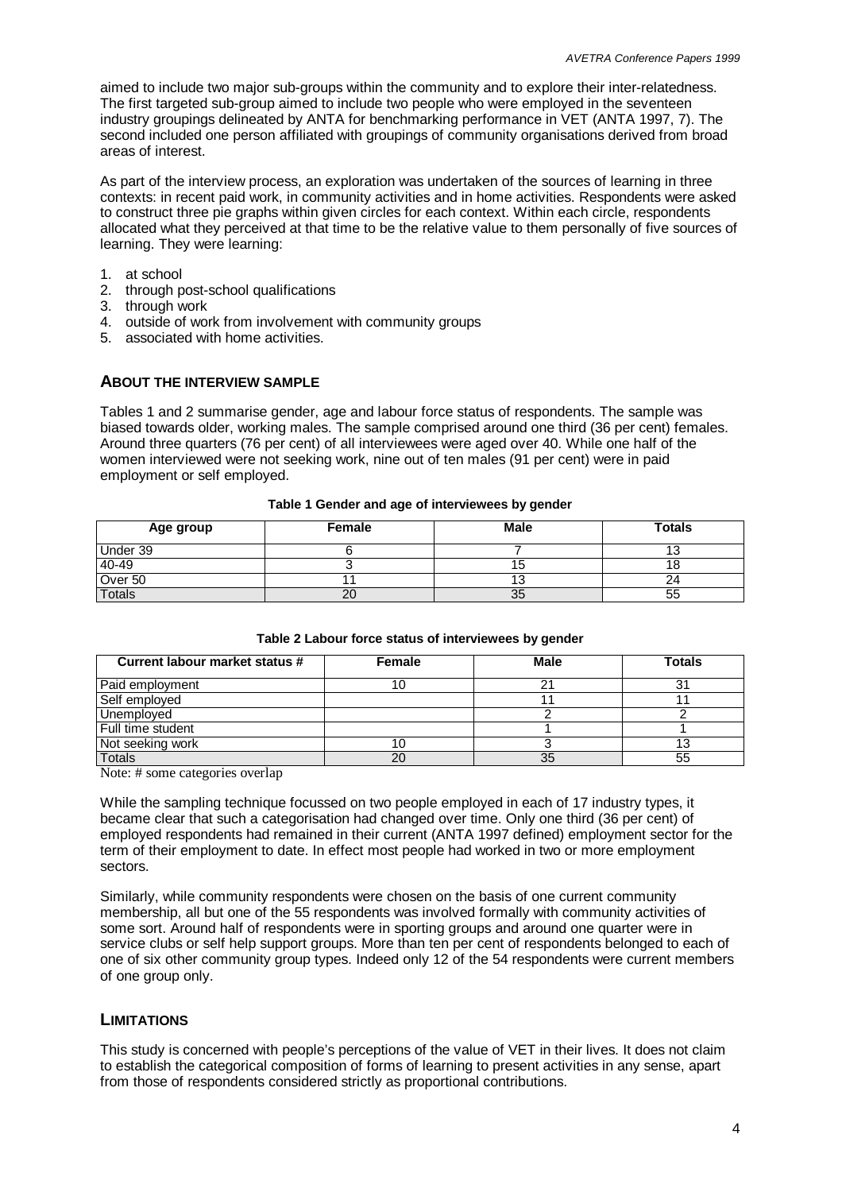aimed to include two major sub-groups within the community and to explore their inter-relatedness. The first targeted sub-group aimed to include two people who were employed in the seventeen industry groupings delineated by ANTA for benchmarking performance in VET (ANTA 1997, 7). The second included one person affiliated with groupings of community organisations derived from broad areas of interest.

As part of the interview process, an exploration was undertaken of the sources of learning in three contexts: in recent paid work, in community activities and in home activities. Respondents were asked to construct three pie graphs within given circles for each context. Within each circle, respondents allocated what they perceived at that time to be the relative value to them personally of five sources of learning. They were learning:

1. at school
2. through post-school qualifications
3. through work
4. outside of work from involvement with community groups
5. associated with home activities.

## ABOUT THE INTERVIEW SAMPLE

Tables 1 and 2 summarise gender, age and labour force status of respondents. The sample was biased towards older, working males. The sample comprised around one third (36 per cent) females. Around three quarters (76 per cent) of all interviewees were aged over 40. While one half of the women interviewed were not seeking work, nine out of ten males (91 per cent) were in paid employment or self employed.

**Table 1 Gender and age of interviewees by gender**

| Age group | Female | Male | Totals |
|---|---|---|---|
| Under 39 | 6 | 7 | 13 |
| 40-49 | 3 | 15 | 18 |
| Over 50 | 11 | 13 | 24 |
| Totals | 20 | 35 | 55 |

**Table 2 Labour force status of interviewees by gender**

| Current labour market status # | Female | Male | Totals |
|---|---|---|---|
| Paid employment | 10 | 21 | 31 |
| Self employed | | 11 | 11 |
| Unemployed | | 2 | 2 |
| Full time student | | 1 | 1 |
| Not seeking work | 10 | 3 | 13 |
| Totals | 20 | 35 | 55 |

Note: # some categories overlap

While the sampling technique focussed on two people employed in each of 17 industry types, it became clear that such a categorisation had changed over time. Only one third (36 per cent) of employed respondents had remained in their current (ANTA 1997 defined) employment sector for the term of their employment to date. In effect most people had worked in two or more employment sectors.

Similarly, while community respondents were chosen on the basis of one current community membership, all but one of the 55 respondents was involved formally with community activities of some sort. Around half of respondents were in sporting groups and around one quarter were in service clubs or self help support groups. More than ten per cent of respondents belonged to each of one of six other community group types. Indeed only 12 of the 54 respondents were current members of one group only.

## LIMITATIONS

This study is concerned with people's perceptions of the value of VET in their lives. It does not claim to establish the categorical composition of forms of learning to present activities in any sense, apart from those of respondents considered strictly as proportional contributions.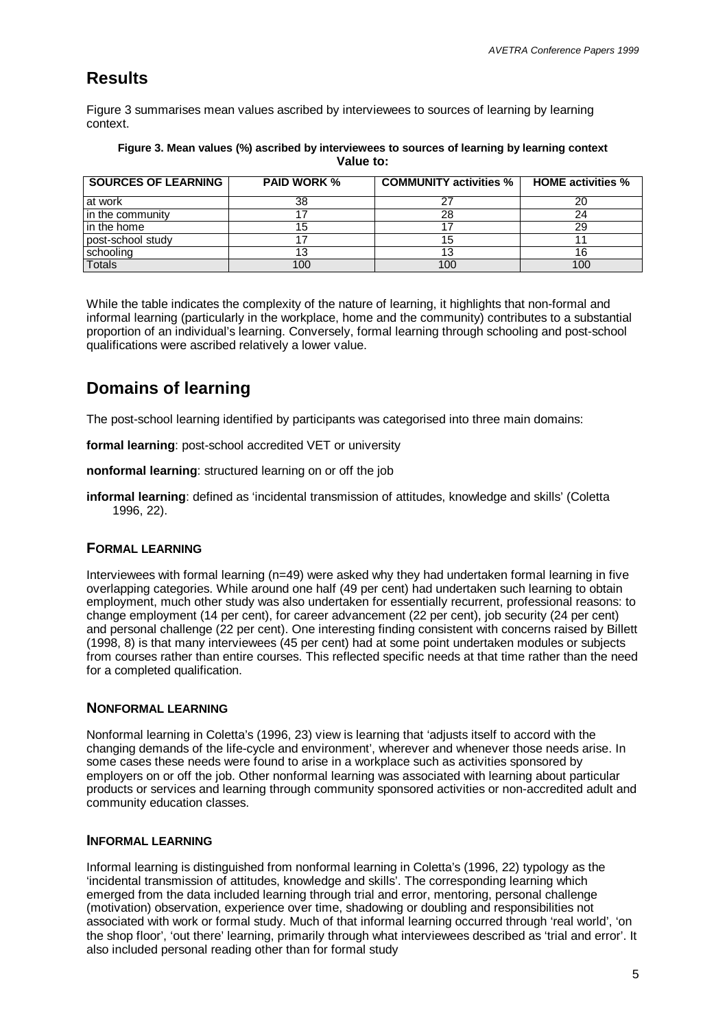## Results

Figure 3 summarises mean values ascribed by interviewees to sources of learning by learning context.

**Figure 3. Mean values (%) ascribed by interviewees to sources of learning by learning context**

**Value to:**

| SOURCES OF LEARNING | PAID WORK % | COMMUNITY activities % | HOME activities % |
|---|---|---|---|
| at work | 38 | 27 | 20 |
| in the community | 17 | 28 | 24 |
| in the home | 15 | 17 | 29 |
| post-school study | 17 | 15 | 11 |
| schooling | 13 | 13 | 16 |
| Totals | 100 | 100 | 100 |

While the table indicates the complexity of the nature of learning, it highlights that non-formal and informal learning (particularly in the workplace, home and the community) contributes to a substantial proportion of an individual's learning. Conversely, formal learning through schooling and post-school qualifications were ascribed relatively a lower value.

## Domains of learning

The post-school learning identified by participants was categorised into three main domains:

**formal learning**: post-school accredited VET or university

**nonformal learning**: structured learning on or off the job

**informal learning**: defined as 'incidental transmission of attitudes, knowledge and skills' (Coletta 1996, 22).

### FORMAL LEARNING

Interviewees with formal learning (n=49) were asked why they had undertaken formal learning in five overlapping categories. While around one half (49 per cent) had undertaken such learning to obtain employment, much other study was also undertaken for essentially recurrent, professional reasons: to change employment (14 per cent), for career advancement (22 per cent), job security (24 per cent) and personal challenge (22 per cent). One interesting finding consistent with concerns raised by Billett (1998, 8) is that many interviewees (45 per cent) had at some point undertaken modules or subjects from courses rather than entire courses. This reflected specific needs at that time rather than the need for a completed qualification.

### NONFORMAL LEARNING

Nonformal learning in Coletta's (1996, 23) view is learning that 'adjusts itself to accord with the changing demands of the life-cycle and environment', wherever and whenever those needs arise. In some cases these needs were found to arise in a workplace such as activities sponsored by employers on or off the job. Other nonformal learning was associated with learning about particular products or services and learning through community sponsored activities or non-accredited adult and community education classes.

### INFORMAL LEARNING

Informal learning is distinguished from nonformal learning in Coletta's (1996, 22) typology as the 'incidental transmission of attitudes, knowledge and skills'. The corresponding learning which emerged from the data included learning through trial and error, mentoring, personal challenge (motivation) observation, experience over time, shadowing or doubling and responsibilities not associated with work or formal study. Much of that informal learning occurred through 'real world', 'on the shop floor', 'out there' learning, primarily through what interviewees described as 'trial and error'. It also included personal reading other than for formal study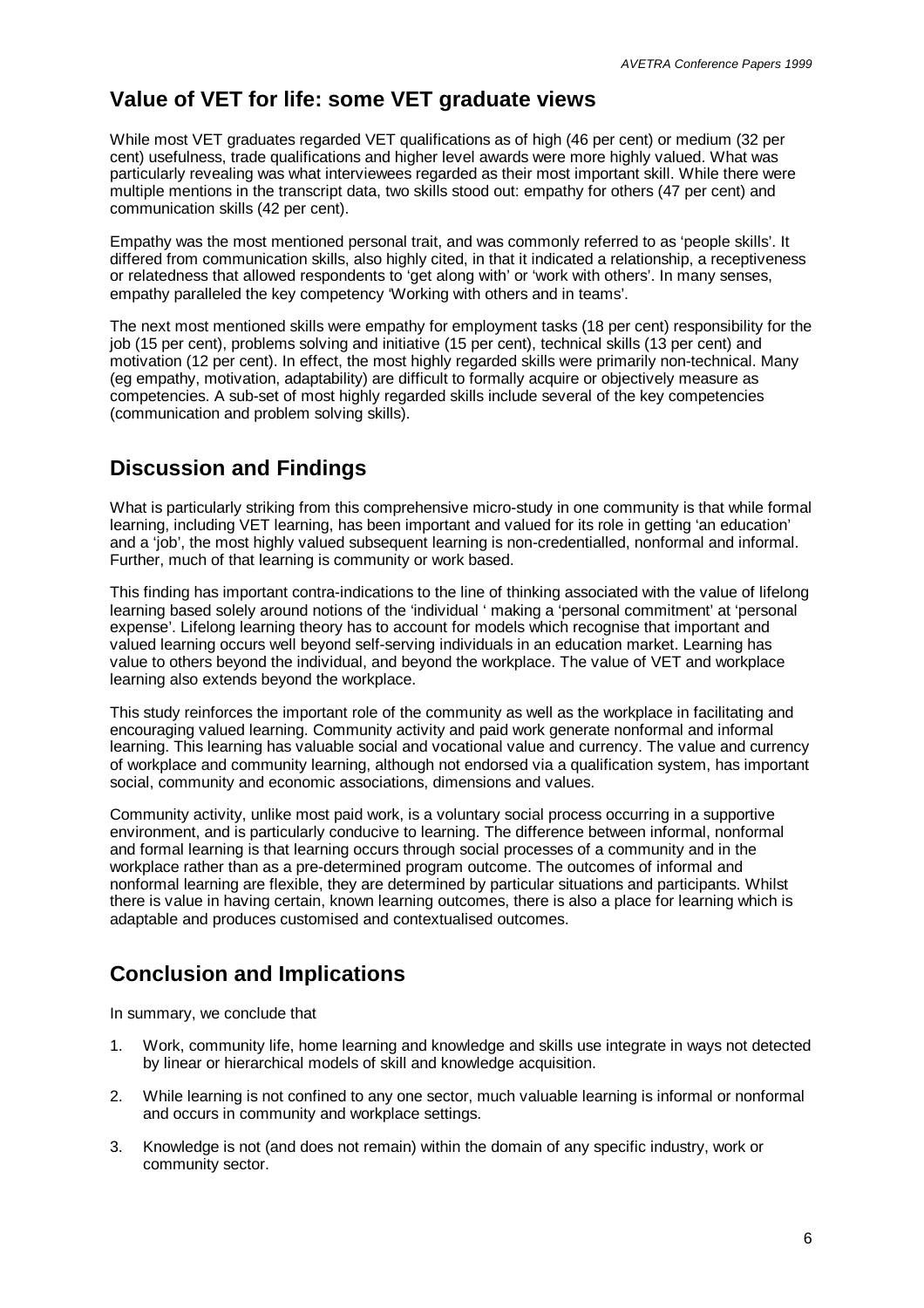## Value of VET for life: some VET graduate views

While most VET graduates regarded VET qualifications as of high (46 per cent) or medium (32 per cent) usefulness, trade qualifications and higher level awards were more highly valued. What was particularly revealing was what interviewees regarded as their most important skill. While there were multiple mentions in the transcript data, two skills stood out: empathy for others (47 per cent) and communication skills (42 per cent).

Empathy was the most mentioned personal trait, and was commonly referred to as 'people skills'. It differed from communication skills, also highly cited, in that it indicated a relationship, a receptiveness or relatedness that allowed respondents to 'get along with' or 'work with others'. In many senses, empathy paralleled the key competency 'Working with others and in teams'.

The next most mentioned skills were empathy for employment tasks (18 per cent) responsibility for the job (15 per cent), problems solving and initiative (15 per cent), technical skills (13 per cent) and motivation (12 per cent). In effect, the most highly regarded skills were primarily non-technical. Many (eg empathy, motivation, adaptability) are difficult to formally acquire or objectively measure as competencies. A sub-set of most highly regarded skills include several of the key competencies (communication and problem solving skills).

## Discussion and Findings

What is particularly striking from this comprehensive micro-study in one community is that while formal learning, including VET learning, has been important and valued for its role in getting 'an education' and a 'job', the most highly valued subsequent learning is non-credentialled, nonformal and informal. Further, much of that learning is community or work based.

This finding has important contra-indications to the line of thinking associated with the value of lifelong learning based solely around notions of the 'individual ' making a 'personal commitment' at 'personal expense'. Lifelong learning theory has to account for models which recognise that important and valued learning occurs well beyond self-serving individuals in an education market. Learning has value to others beyond the individual, and beyond the workplace. The value of VET and workplace learning also extends beyond the workplace.

This study reinforces the important role of the community as well as the workplace in facilitating and encouraging valued learning. Community activity and paid work generate nonformal and informal learning. This learning has valuable social and vocational value and currency. The value and currency of workplace and community learning, although not endorsed via a qualification system, has important social, community and economic associations, dimensions and values.

Community activity, unlike most paid work, is a voluntary social process occurring in a supportive environment, and is particularly conducive to learning. The difference between informal, nonformal and formal learning is that learning occurs through social processes of a community and in the workplace rather than as a pre-determined program outcome. The outcomes of informal and nonformal learning are flexible, they are determined by particular situations and participants. Whilst there is value in having certain, known learning outcomes, there is also a place for learning which is adaptable and produces customised and contextualised outcomes.

## Conclusion and Implications

In summary, we conclude that

1. Work, community life, home learning and knowledge and skills use integrate in ways not detected by linear or hierarchical models of skill and knowledge acquisition.
2. While learning is not confined to any one sector, much valuable learning is informal or nonformal and occurs in community and workplace settings.
3. Knowledge is not (and does not remain) within the domain of any specific industry, work or community sector.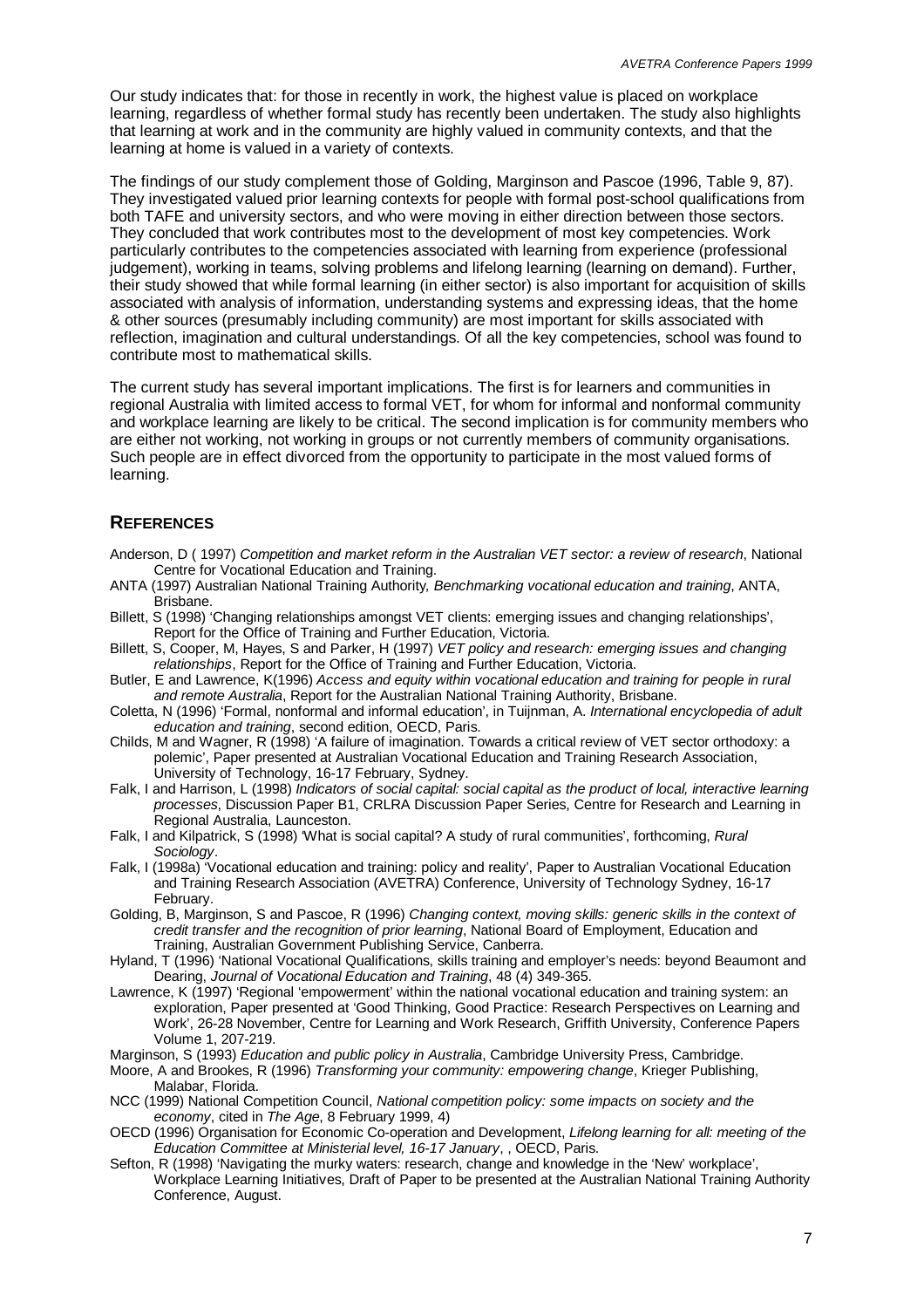Our study indicates that: for those in recently in work, the highest value is placed on workplace learning, regardless of whether formal study has recently been undertaken. The study also highlights that learning at work and in the community are highly valued in community contexts, and that the learning at home is valued in a variety of contexts.

The findings of our study complement those of Golding, Marginson and Pascoe (1996, Table 9, 87). They investigated valued prior learning contexts for people with formal post-school qualifications from both TAFE and university sectors, and who were moving in either direction between those sectors. They concluded that work contributes most to the development of most key competencies. Work particularly contributes to the competencies associated with learning from experience (professional judgement), working in teams, solving problems and lifelong learning (learning on demand). Further, their study showed that while formal learning (in either sector) is also important for acquisition of skills associated with analysis of information, understanding systems and expressing ideas, that the home & other sources (presumably including community) are most important for skills associated with reflection, imagination and cultural understandings. Of all the key competencies, school was found to contribute most to mathematical skills.

The current study has several important implications. The first is for learners and communities in regional Australia with limited access to formal VET, for whom for informal and nonformal community and workplace learning are likely to be critical. The second implication is for community members who are either not working, not working in groups or not currently members of community organisations. Such people are in effect divorced from the opportunity to participate in the most valued forms of learning.

## REFERENCES

Anderson, D ( 1997) *Competition and market reform in the Australian VET sector: a review of research*, National Centre for Vocational Education and Training.

ANTA (1997) Australian National Training Authority*, Benchmarking vocational education and training*, ANTA, Brisbane.

Billett, S (1998) 'Changing relationships amongst VET clients: emerging issues and changing relationships', Report for the Office of Training and Further Education, Victoria.

Billett, S, Cooper, M, Hayes, S and Parker, H (1997) *VET policy and research: emerging issues and changing relationships*, Report for the Office of Training and Further Education, Victoria.

Butler, E and Lawrence, K(1996) *Access and equity within vocational education and training for people in rural and remote Australia*, Report for the Australian National Training Authority, Brisbane.

Coletta, N (1996) 'Formal, nonformal and informal education', in Tuijnman, A. *International encyclopedia of adult education and training*, second edition, OECD, Paris.

Childs, M and Wagner, R (1998) 'A failure of imagination. Towards a critical review of VET sector orthodoxy: a polemic', Paper presented at Australian Vocational Education and Training Research Association, University of Technology, 16-17 February, Sydney.

Falk, I and Harrison, L (1998) *Indicators of social capital: social capital as the product of local, interactive learning processes*, Discussion Paper B1, CRLRA Discussion Paper Series, Centre for Research and Learning in Regional Australia, Launceston.

Falk, I and Kilpatrick, S (1998) 'What is social capital? A study of rural communities', forthcoming, *Rural Sociology*.

Falk, I (1998a) 'Vocational education and training: policy and reality', Paper to Australian Vocational Education and Training Research Association (AVETRA) Conference, University of Technology Sydney, 16-17 February.

Golding, B, Marginson, S and Pascoe, R (1996) *Changing context, moving skills: generic skills in the context of credit transfer and the recognition of prior learning*, National Board of Employment, Education and Training, Australian Government Publishing Service, Canberra.

Hyland, T (1996) 'National Vocational Qualifications, skills training and employer's needs: beyond Beaumont and Dearing, *Journal of Vocational Education and Training*, 48 (4) 349-365.

Lawrence, K (1997) 'Regional 'empowerment' within the national vocational education and training system: an exploration, Paper presented at 'Good Thinking, Good Practice: Research Perspectives on Learning and Work', 26-28 November, Centre for Learning and Work Research, Griffith University, Conference Papers Volume 1, 207-219.

Marginson, S (1993) *Education and public policy in Australia*, Cambridge University Press, Cambridge.

Moore, A and Brookes, R (1996) *Transforming your community: empowering change*, Krieger Publishing, Malabar, Florida.

NCC (1999) National Competition Council, *National competition policy: some impacts on society and the economy*, cited in *The Age*, 8 February 1999, 4)

OECD (1996) Organisation for Economic Co-operation and Development, *Lifelong learning for all: meeting of the Education Committee at Ministerial level, 16-17 January*, , OECD, Paris.

Sefton, R (1998) 'Navigating the murky waters: research, change and knowledge in the 'New' workplace', Workplace Learning Initiatives, Draft of Paper to be presented at the Australian National Training Authority Conference, August.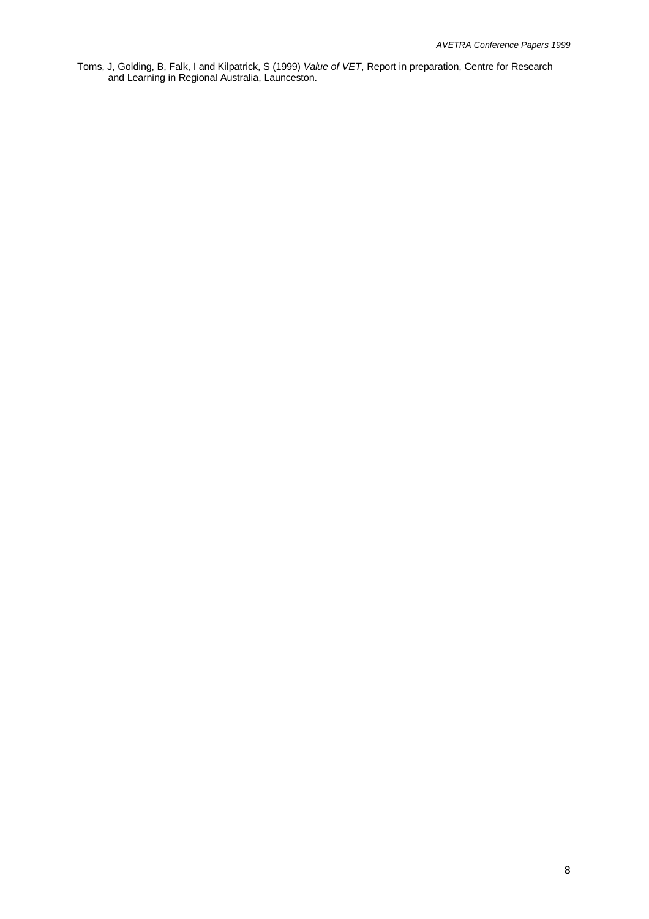Toms, J, Golding, B, Falk, I and Kilpatrick, S (1999) *Value of VET*, Report in preparation, Centre for Research and Learning in Regional Australia, Launceston.